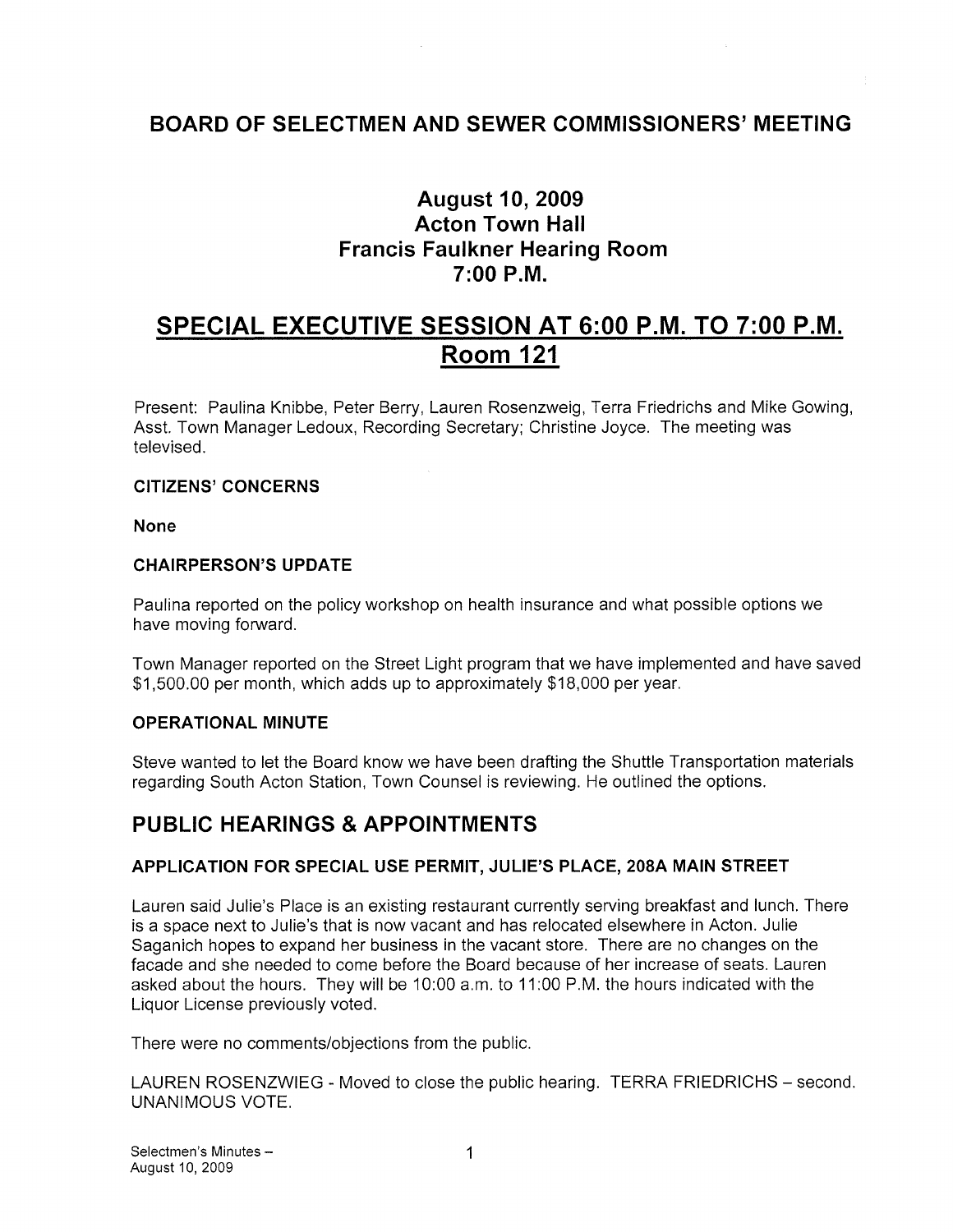# BOARD OF SELECTMEN AND SEWER COMMISSIONERS' MEETING

## August 10, 2009
## Acton Town Hall
## Francis Faulkner Hearing Room
## 7:00 P.M.

# SPECIAL EXECUTIVE SESSION AT 6:00 P.M. TO 7:00 P.M. Room 121

Present: Paulina Knibbe, Peter Berry, Lauren Rosenzweig, Terra Friedrichs and Mike Gowing, Asst. Town Manager Ledoux, Recording Secretary; Christine Joyce. The meeting was televised.

**CITIZENS' CONCERNS**

**None**

**CHAIRPERSON'S UPDATE**

Paulina reported on the policy workshop on health insurance and what possible options we have moving forward.

Town Manager reported on the Street Light program that we have implemented and have saved $1,500.00 per month, which adds up to approximately $18,000 per year.

**OPERATIONAL MINUTE**

Steve wanted to let the Board know we have been drafting the Shuttle Transportation materials regarding South Acton Station, Town Counsel is reviewing. He outlined the options.

## PUBLIC HEARINGS & APPOINTMENTS

**APPLICATION FOR SPECIAL USE PERMIT, JULIE'S PLACE, 208A MAIN STREET**

Lauren said Julie's Place is an existing restaurant currently serving breakfast and lunch. There is a space next to Julie's that is now vacant and has relocated elsewhere in Acton. Julie Saganich hopes to expand her business in the vacant store. There are no changes on the facade and she needed to come before the Board because of her increase of seats. Lauren asked about the hours. They will be 10:00 a.m. to 11:00 P.M. the hours indicated with the Liquor License previously voted.

There were no comments/objections from the public.

LAUREN ROSENZWIEG - Moved to close the public hearing. TERRA FRIEDRICHS – second. UNANIMOUS VOTE.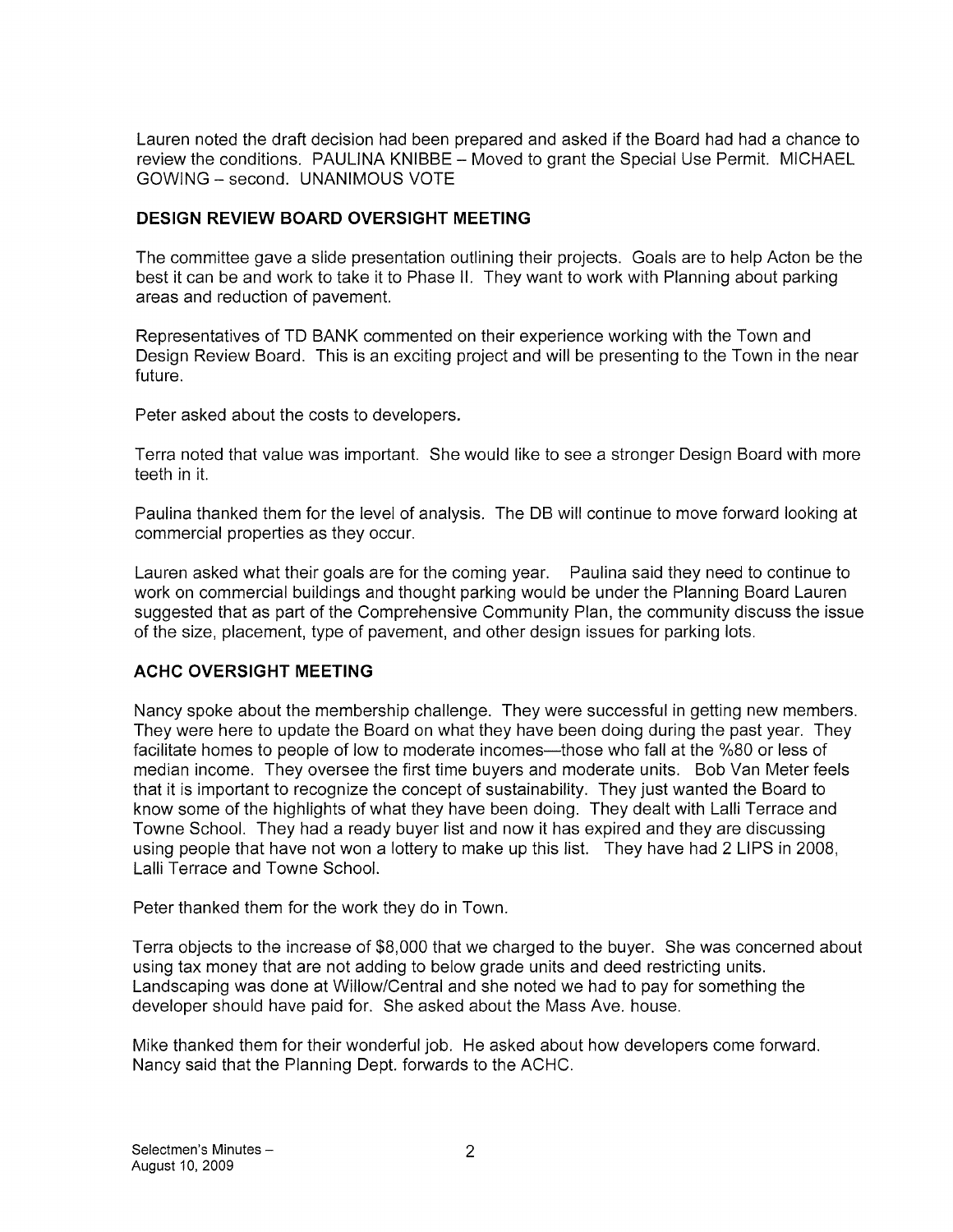Lauren noted the draft decision had been prepared and asked if the Board had had a chance to review the conditions. PAULINA KNIBBE – Moved to grant the Special Use Permit. MICHAEL GOWING – second. UNANIMOUS VOTE

## DESIGN REVIEW BOARD OVERSIGHT MEETING

The committee gave a slide presentation outlining their projects. Goals are to help Acton be the best it can be and work to take it to Phase II. They want to work with Planning about parking areas and reduction of pavement.

Representatives of TD BANK commented on their experience working with the Town and Design Review Board. This is an exciting project and will be presenting to the Town in the near future.

Peter asked about the costs to developers.

Terra noted that value was important. She would like to see a stronger Design Board with more teeth in it.

Paulina thanked them for the level of analysis. The DB will continue to move forward looking at commercial properties as they occur.

Lauren asked what their goals are for the coming year. Paulina said they need to continue to work on commercial buildings and thought parking would be under the Planning Board Lauren suggested that as part of the Comprehensive Community Plan, the community discuss the issue of the size, placement, type of pavement, and other design issues for parking lots.

## ACHC OVERSIGHT MEETING

Nancy spoke about the membership challenge. They were successful in getting new members. They were here to update the Board on what they have been doing during the past year. They facilitate homes to people of low to moderate incomes—those who fall at the %80 or less of median income. They oversee the first time buyers and moderate units. Bob Van Meter feels that it is important to recognize the concept of sustainability. They just wanted the Board to know some of the highlights of what they have been doing. They dealt with Lalli Terrace and Towne School. They had a ready buyer list and now it has expired and they are discussing using people that have not won a lottery to make up this list. They have had 2 LIPS in 2008, Lalli Terrace and Towne School.

Peter thanked them for the work they do in Town.

Terra objects to the increase of $8,000 that we charged to the buyer. She was concerned about using tax money that are not adding to below grade units and deed restricting units. Landscaping was done at Willow/Central and she noted we had to pay for something the developer should have paid for. She asked about the Mass Ave. house.

Mike thanked them for their wonderful job. He asked about how developers come forward. Nancy said that the Planning Dept. forwards to the ACHC.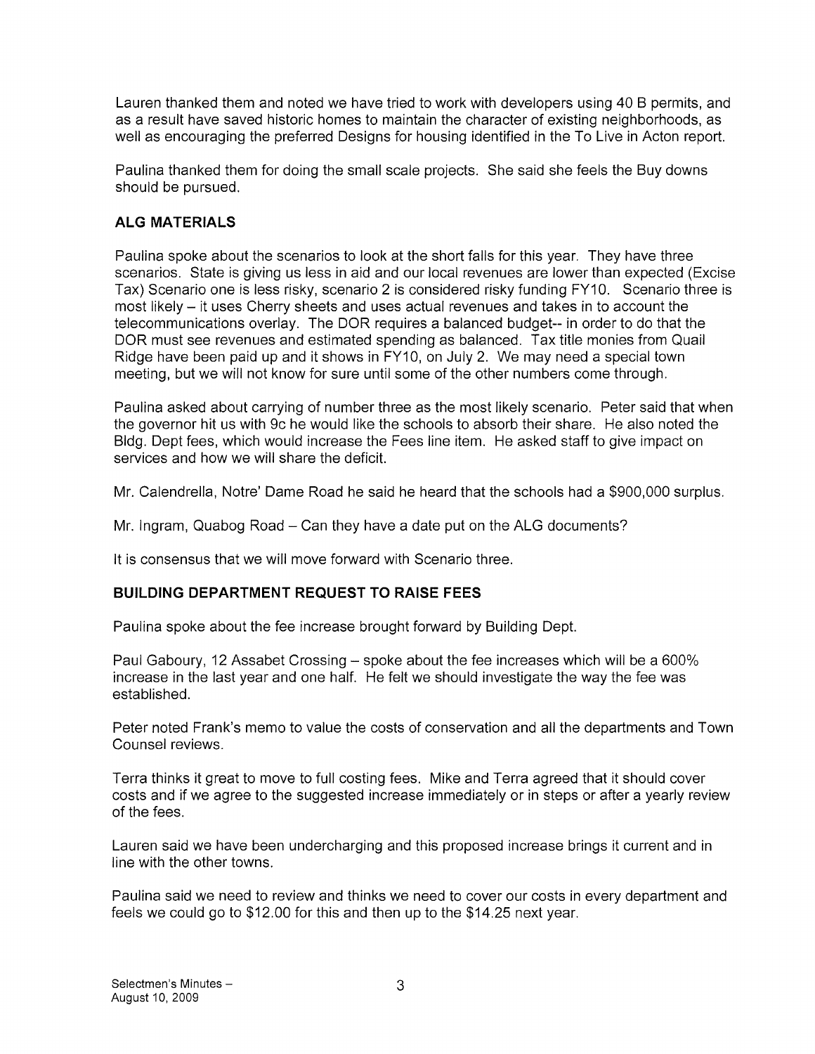Lauren thanked them and noted we have tried to work with developers using 40 B permits, and as a result have saved historic homes to maintain the character of existing neighborhoods, as well as encouraging the preferred Designs for housing identified in the To Live in Acton report.

Paulina thanked them for doing the small scale projects. She said she feels the Buy downs should be pursued.

## ALG MATERIALS

Paulina spoke about the scenarios to look at the short falls for this year. They have three scenarios. State is giving us less in aid and our local revenues are lower than expected (Excise Tax) Scenario one is less risky, scenario 2 is considered risky funding FY10. Scenario three is most likely – it uses Cherry sheets and uses actual revenues and takes in to account the telecommunications overlay. The DOR requires a balanced budget-- in order to do that the DOR must see revenues and estimated spending as balanced. Tax title monies from Quail Ridge have been paid up and it shows in FY10, on July 2. We may need a special town meeting, but we will not know for sure until some of the other numbers come through.

Paulina asked about carrying of number three as the most likely scenario. Peter said that when the governor hit us with 9c he would like the schools to absorb their share. He also noted the Bldg. Dept fees, which would increase the Fees line item. He asked staff to give impact on services and how we will share the deficit.

Mr. Calendrella, Notre' Dame Road he said he heard that the schools had a $900,000 surplus.

Mr. Ingram, Quabog Road – Can they have a date put on the ALG documents?

It is consensus that we will move forward with Scenario three.

## BUILDING DEPARTMENT REQUEST TO RAISE FEES

Paulina spoke about the fee increase brought forward by Building Dept.

Paul Gaboury, 12 Assabet Crossing – spoke about the fee increases which will be a 600% increase in the last year and one half. He felt we should investigate the way the fee was established.

Peter noted Frank's memo to value the costs of conservation and all the departments and Town Counsel reviews.

Terra thinks it great to move to full costing fees. Mike and Terra agreed that it should cover costs and if we agree to the suggested increase immediately or in steps or after a yearly review of the fees.

Lauren said we have been undercharging and this proposed increase brings it current and in line with the other towns.

Paulina said we need to review and thinks we need to cover our costs in every department and feels we could go to $12.00 for this and then up to the $14.25 next year.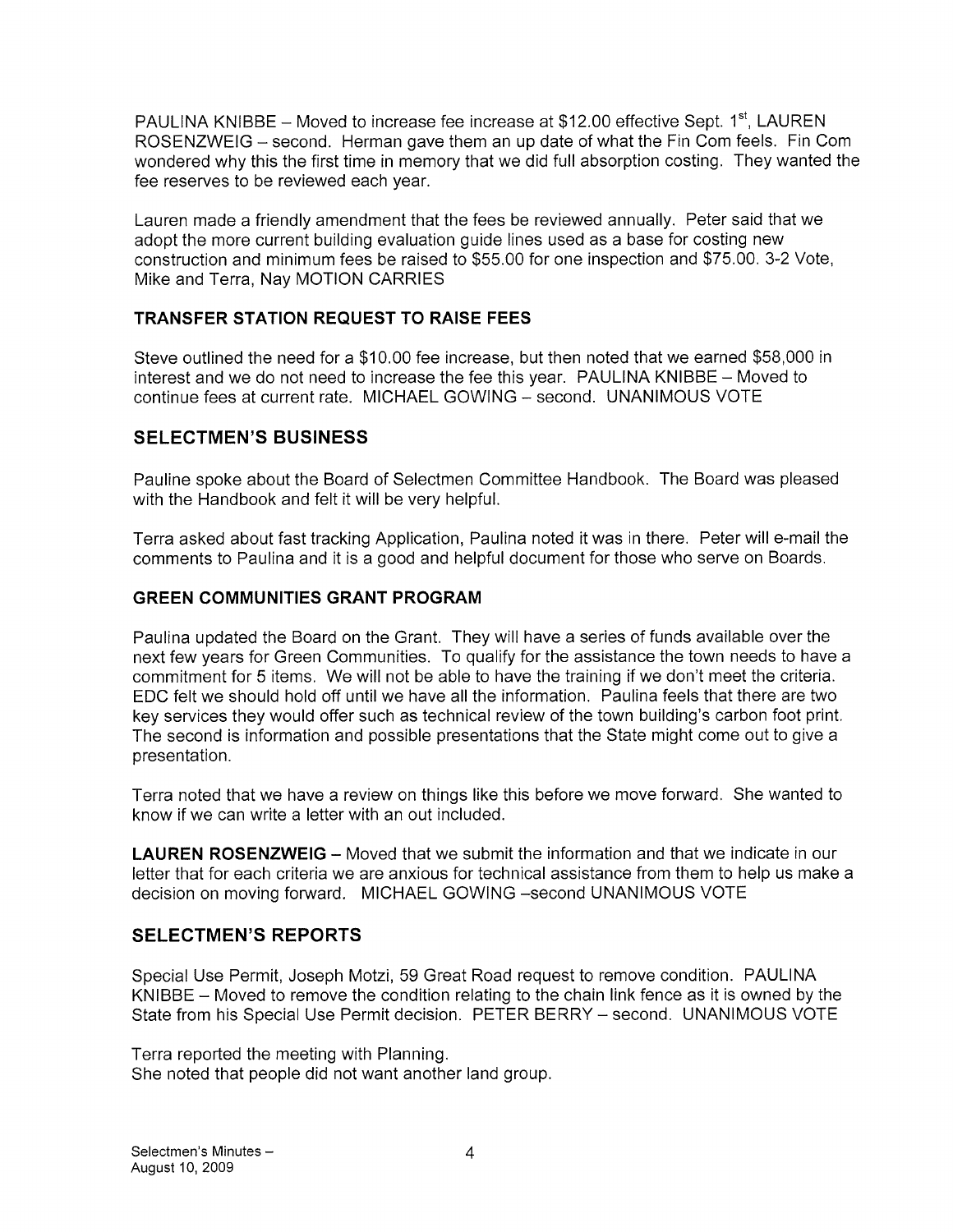PAULINA KNIBBE – Moved to increase fee increase at $12.00 effective Sept. 1st, LAUREN ROSENZWEIG – second. Herman gave them an up date of what the Fin Com feels. Fin Com wondered why this the first time in memory that we did full absorption costing. They wanted the fee reserves to be reviewed each year.

Lauren made a friendly amendment that the fees be reviewed annually. Peter said that we adopt the more current building evaluation guide lines used as a base for costing new construction and minimum fees be raised to $55.00 for one inspection and $75.00. 3-2 Vote, Mike and Terra, Nay MOTION CARRIES

### TRANSFER STATION REQUEST TO RAISE FEES

Steve outlined the need for a $10.00 fee increase, but then noted that we earned $58,000 in interest and we do not need to increase the fee this year. PAULINA KNIBBE – Moved to continue fees at current rate. MICHAEL GOWING – second. UNANIMOUS VOTE

## SELECTMEN'S BUSINESS

Pauline spoke about the Board of Selectmen Committee Handbook. The Board was pleased with the Handbook and felt it will be very helpful.

Terra asked about fast tracking Application, Paulina noted it was in there. Peter will e-mail the comments to Paulina and it is a good and helpful document for those who serve on Boards.

### GREEN COMMUNITIES GRANT PROGRAM

Paulina updated the Board on the Grant. They will have a series of funds available over the next few years for Green Communities. To qualify for the assistance the town needs to have a commitment for 5 items. We will not be able to have the training if we don't meet the criteria. EDC felt we should hold off until we have all the information. Paulina feels that there are two key services they would offer such as technical review of the town building's carbon foot print. The second is information and possible presentations that the State might come out to give a presentation.

Terra noted that we have a review on things like this before we move forward. She wanted to know if we can write a letter with an out included.

**LAUREN ROSENZWEIG** – Moved that we submit the information and that we indicate in our letter that for each criteria we are anxious for technical assistance from them to help us make a decision on moving forward. MICHAEL GOWING –second UNANIMOUS VOTE

## SELECTMEN'S REPORTS

Special Use Permit, Joseph Motzi, 59 Great Road request to remove condition. PAULINA KNIBBE – Moved to remove the condition relating to the chain link fence as it is owned by the State from his Special Use Permit decision. PETER BERRY – second. UNANIMOUS VOTE

Terra reported the meeting with Planning.
She noted that people did not want another land group.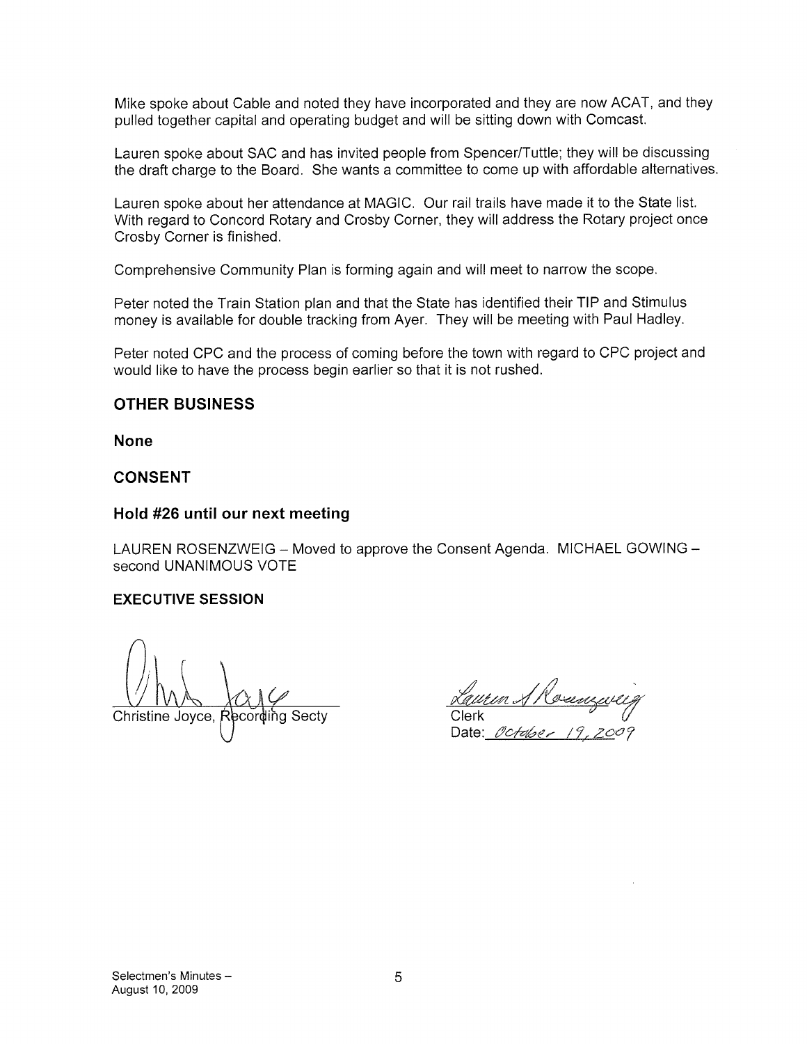Mike spoke about Cable and noted they have incorporated and they are now ACAT, and they pulled together capital and operating budget and will be sitting down with Comcast.

Lauren spoke about SAC and has invited people from Spencer/Tuttle; they will be discussing the draft charge to the Board. She wants a committee to come up with affordable alternatives.

Lauren spoke about her attendance at MAGIC. Our rail trails have made it to the State list. With regard to Concord Rotary and Crosby Corner, they will address the Rotary project once Crosby Corner is finished.

Comprehensive Community Plan is forming again and will meet to narrow the scope.

Peter noted the Train Station plan and that the State has identified their TIP and Stimulus money is available for double tracking from Ayer. They will be meeting with Paul Hadley.

Peter noted CPC and the process of coming before the town with regard to CPC project and would like to have the process begin earlier so that it is not rushed.

## OTHER BUSINESS

**None**

## CONSENT

### Hold #26 until our next meeting

LAUREN ROSENZWEIG – Moved to approve the Consent Agenda. MICHAEL GOWING – second UNANIMOUS VOTE

**EXECUTIVE SESSION**

Christine Joyce, Recording Secty

Clerk
Date: October 19, 2009